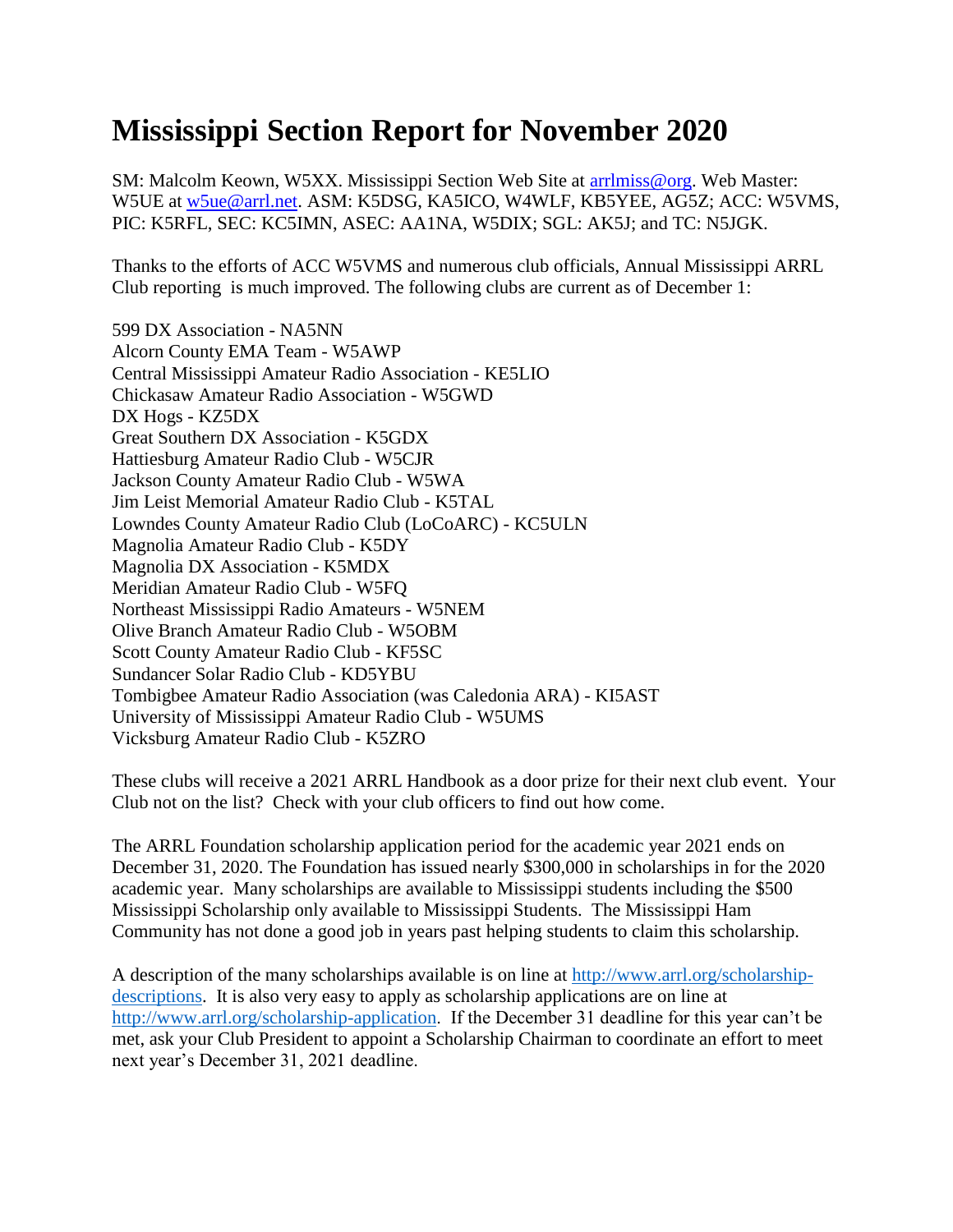# Mississippi Section Report for November 2020

SM: Malcolm Keown, W5XX. Mississippi Section Web Site at arrlmiss@org. Web Master: W5UE at w5ue@arrl.net. ASM: K5DSG, KA5ICO, W4WLF, KB5YEE, AG5Z; ACC: W5VMS, PIC: K5RFL, SEC: KC5IMN, ASEC: AA1NA, W5DIX; SGL: AK5J; and TC: N5JGK.

Thanks to the efforts of ACC W5VMS and numerous club officials, Annual Mississippi ARRL Club reporting is much improved. The following clubs are current as of December 1:

599 DX Association - NA5NN
Alcorn County EMA Team - W5AWP
Central Mississippi Amateur Radio Association - KE5LIO
Chickasaw Amateur Radio Association - W5GWD
DX Hogs - KZ5DX
Great Southern DX Association - K5GDX
Hattiesburg Amateur Radio Club - W5CJR
Jackson County Amateur Radio Club - W5WA
Jim Leist Memorial Amateur Radio Club - K5TAL
Lowndes County Amateur Radio Club (LoCoARC) - KC5ULN
Magnolia Amateur Radio Club - K5DY
Magnolia DX Association - K5MDX
Meridian Amateur Radio Club - W5FQ
Northeast Mississippi Radio Amateurs - W5NEM
Olive Branch Amateur Radio Club - W5OBM
Scott County Amateur Radio Club - KF5SC
Sundancer Solar Radio Club - KD5YBU
Tombigbee Amateur Radio Association (was Caledonia ARA) - KI5AST
University of Mississippi Amateur Radio Club - W5UMS
Vicksburg Amateur Radio Club - K5ZRO

These clubs will receive a 2021 ARRL Handbook as a door prize for their next club event. Your Club not on the list? Check with your club officers to find out how come.

The ARRL Foundation scholarship application period for the academic year 2021 ends on December 31, 2020. The Foundation has issued nearly $300,000 in scholarships in for the 2020 academic year. Many scholarships are available to Mississippi students including the $500 Mississippi Scholarship only available to Mississippi Students. The Mississippi Ham Community has not done a good job in years past helping students to claim this scholarship.

A description of the many scholarships available is on line at http://www.arrl.org/scholarship-descriptions. It is also very easy to apply as scholarship applications are on line at http://www.arrl.org/scholarship-application. If the December 31 deadline for this year can't be met, ask your Club President to appoint a Scholarship Chairman to coordinate an effort to meet next year's December 31, 2021 deadline.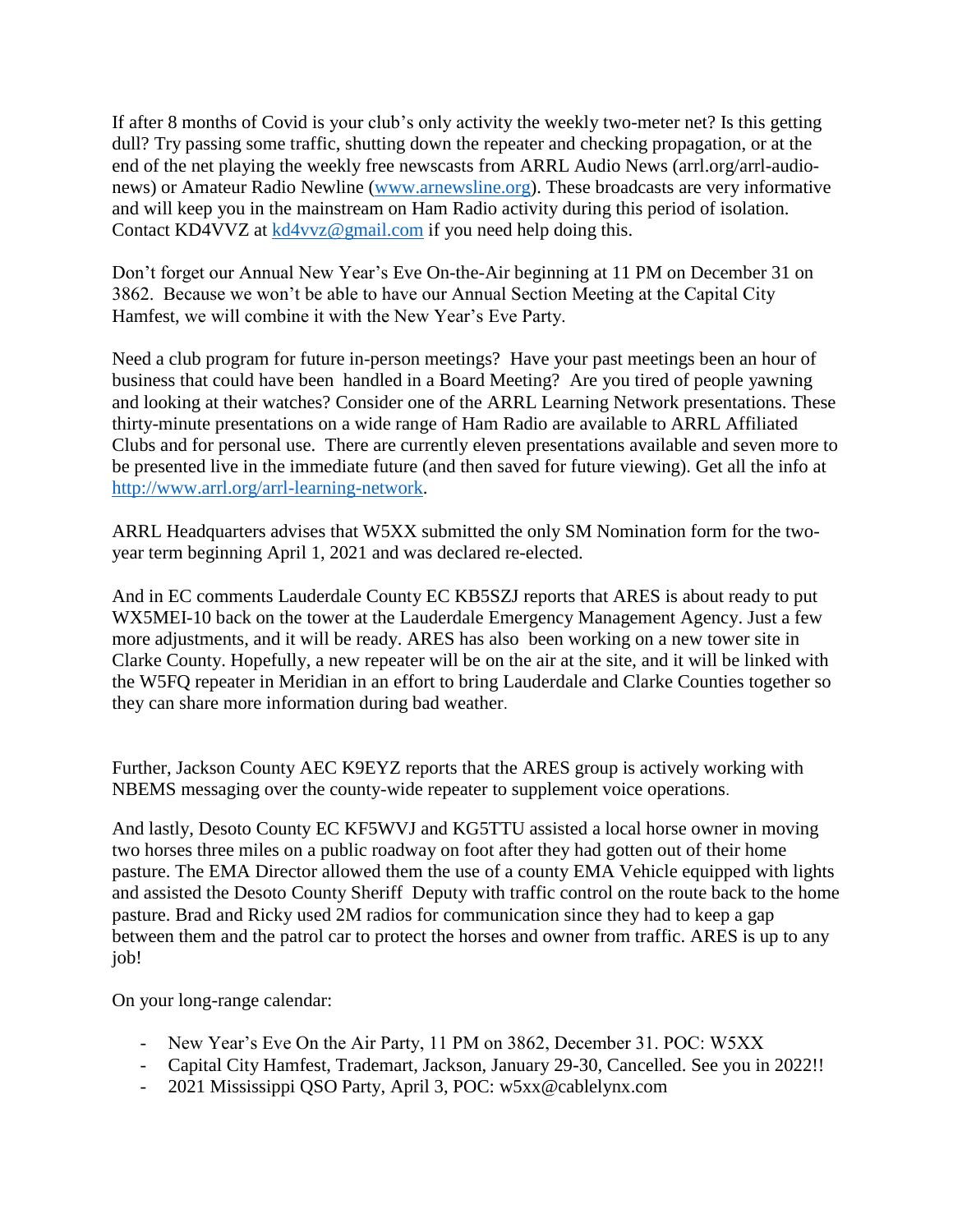If after 8 months of Covid is your club's only activity the weekly two-meter net? Is this getting dull? Try passing some traffic, shutting down the repeater and checking propagation, or at the end of the net playing the weekly free newscasts from ARRL Audio News (arrl.org/arrl-audio-news) or Amateur Radio Newline ([www.arnewsline.org](www.arnewsline.org)). These broadcasts are very informative and will keep you in the mainstream on Ham Radio activity during this period of isolation. Contact KD4VVZ at [kd4vvz@gmail.com](mailto:kd4vvz@gmail.com) if you need help doing this.

Don't forget our Annual New Year's Eve On-the-Air beginning at 11 PM on December 31 on 3862. Because we won't be able to have our Annual Section Meeting at the Capital City Hamfest, we will combine it with the New Year's Eve Party.

Need a club program for future in-person meetings? Have your past meetings been an hour of business that could have been handled in a Board Meeting? Are you tired of people yawning and looking at their watches? Consider one of the ARRL Learning Network presentations. These thirty-minute presentations on a wide range of Ham Radio are available to ARRL Affiliated Clubs and for personal use. There are currently eleven presentations available and seven more to be presented live in the immediate future (and then saved for future viewing). Get all the info at [http://www.arrl.org/arrl-learning-network](http://www.arrl.org/arrl-learning-network).

ARRL Headquarters advises that W5XX submitted the only SM Nomination form for the two-year term beginning April 1, 2021 and was declared re-elected.

And in EC comments Lauderdale County EC KB5SZJ reports that ARES is about ready to put WX5MEI-10 back on the tower at the Lauderdale Emergency Management Agency. Just a few more adjustments, and it will be ready. ARES has also been working on a new tower site in Clarke County. Hopefully, a new repeater will be on the air at the site, and it will be linked with the W5FQ repeater in Meridian in an effort to bring Lauderdale and Clarke Counties together so they can share more information during bad weather.

Further, Jackson County AEC K9EYZ reports that the ARES group is actively working with NBEMS messaging over the county-wide repeater to supplement voice operations.

And lastly, Desoto County EC KF5WVJ and KG5TTU assisted a local horse owner in moving two horses three miles on a public roadway on foot after they had gotten out of their home pasture. The EMA Director allowed them the use of a county EMA Vehicle equipped with lights and assisted the Desoto County Sheriff Deputy with traffic control on the route back to the home pasture. Brad and Ricky used 2M radios for communication since they had to keep a gap between them and the patrol car to protect the horses and owner from traffic. ARES is up to any job!

On your long-range calendar:

- New Year's Eve On the Air Party, 11 PM on 3862, December 31. POC: W5XX
- Capital City Hamfest, Trademart, Jackson, January 29-30, Cancelled. See you in 2022!!
- 2021 Mississippi QSO Party, April 3, POC: w5xx@cablelynx.com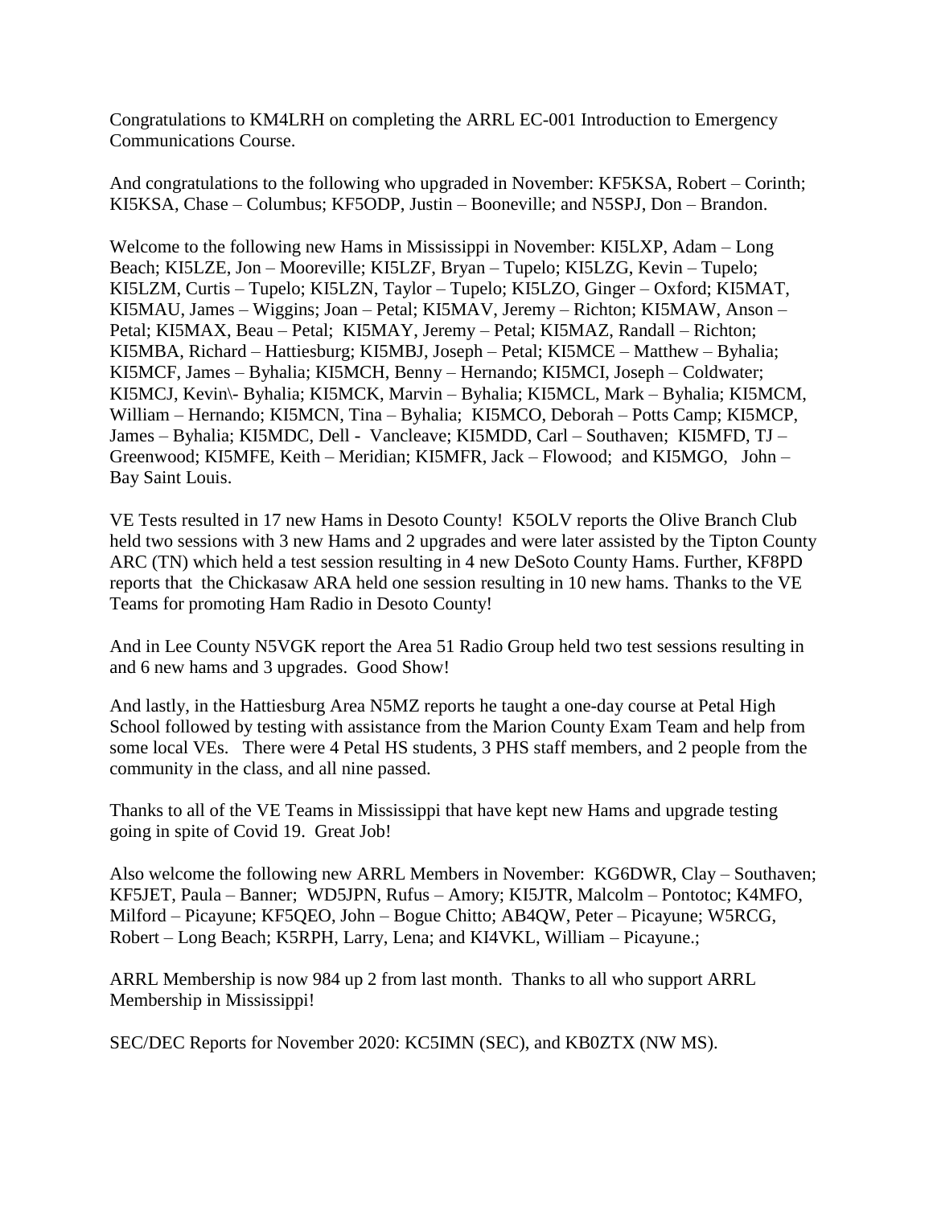Congratulations to KM4LRH on completing the ARRL EC-001 Introduction to Emergency Communications Course.

And congratulations to the following who upgraded in November: KF5KSA, Robert – Corinth; KI5KSA, Chase – Columbus; KF5ODP, Justin – Booneville; and N5SPJ, Don – Brandon.

Welcome to the following new Hams in Mississippi in November: KI5LXP, Adam – Long Beach; KI5LZE, Jon – Mooreville; KI5LZF, Bryan – Tupelo; KI5LZG, Kevin – Tupelo; KI5LZM, Curtis – Tupelo; KI5LZN, Taylor – Tupelo; KI5LZO, Ginger – Oxford; KI5MAT, KI5MAU, James – Wiggins; Joan – Petal; KI5MAV, Jeremy – Richton; KI5MAW, Anson – Petal; KI5MAX, Beau – Petal; KI5MAY, Jeremy – Petal; KI5MAZ, Randall – Richton; KI5MBA, Richard – Hattiesburg; KI5MBJ, Joseph – Petal; KI5MCE – Matthew – Byhalia; KI5MCF, James – Byhalia; KI5MCH, Benny – Hernando; KI5MCI, Joseph – Coldwater; KI5MCJ, Kevin\- Byhalia; KI5MCK, Marvin – Byhalia; KI5MCL, Mark – Byhalia; KI5MCM, William – Hernando; KI5MCN, Tina – Byhalia; KI5MCO, Deborah – Potts Camp; KI5MCP, James – Byhalia; KI5MDC, Dell - Vancleave; KI5MDD, Carl – Southaven; KI5MFD, TJ – Greenwood; KI5MFE, Keith – Meridian; KI5MFR, Jack – Flowood; and KI5MGO, John – Bay Saint Louis.

VE Tests resulted in 17 new Hams in Desoto County! K5OLV reports the Olive Branch Club held two sessions with 3 new Hams and 2 upgrades and were later assisted by the Tipton County ARC (TN) which held a test session resulting in 4 new DeSoto County Hams. Further, KF8PD reports that the Chickasaw ARA held one session resulting in 10 new hams. Thanks to the VE Teams for promoting Ham Radio in Desoto County!

And in Lee County N5VGK report the Area 51 Radio Group held two test sessions resulting in and 6 new hams and 3 upgrades. Good Show!

And lastly, in the Hattiesburg Area N5MZ reports he taught a one-day course at Petal High School followed by testing with assistance from the Marion County Exam Team and help from some local VEs. There were 4 Petal HS students, 3 PHS staff members, and 2 people from the community in the class, and all nine passed.

Thanks to all of the VE Teams in Mississippi that have kept new Hams and upgrade testing going in spite of Covid 19. Great Job!

Also welcome the following new ARRL Members in November: KG6DWR, Clay – Southaven; KF5JET, Paula – Banner; WD5JPN, Rufus – Amory; KI5JTR, Malcolm – Pontotoc; K4MFO, Milford – Picayune; KF5QEO, John – Bogue Chitto; AB4QW, Peter – Picayune; W5RCG, Robert – Long Beach; K5RPH, Larry, Lena; and KI4VKL, William – Picayune.;

ARRL Membership is now 984 up 2 from last month. Thanks to all who support ARRL Membership in Mississippi!

SEC/DEC Reports for November 2020: KC5IMN (SEC), and KB0ZTX (NW MS).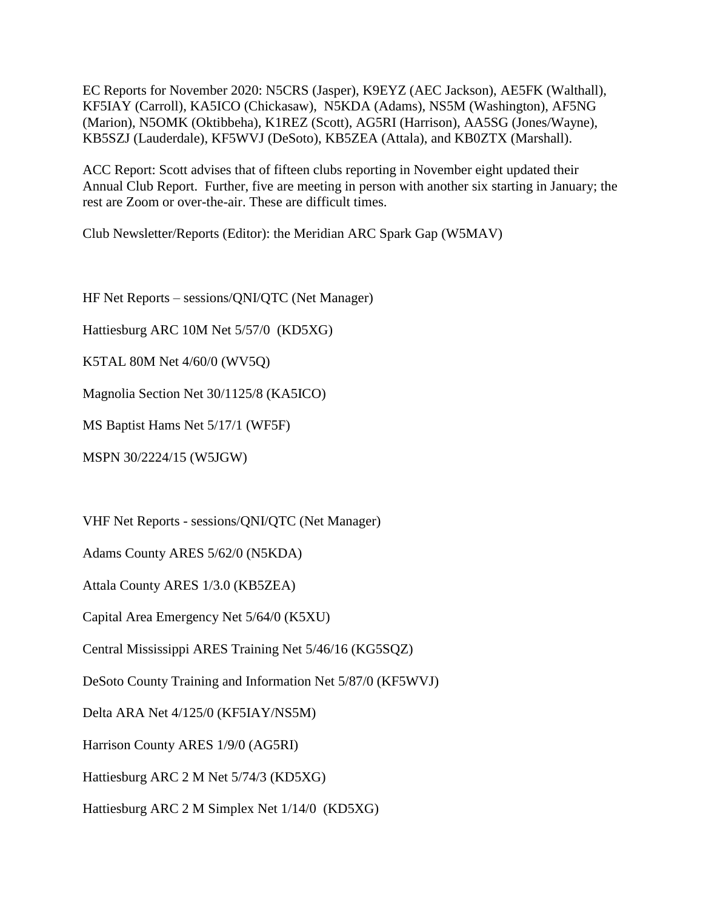EC Reports for November 2020: N5CRS (Jasper), K9EYZ (AEC Jackson), AE5FK (Walthall), KF5IAY (Carroll), KA5ICO (Chickasaw), N5KDA (Adams), NS5M (Washington), AF5NG (Marion), N5OMK (Oktibbeha), K1REZ (Scott), AG5RI (Harrison), AA5SG (Jones/Wayne), KB5SZJ (Lauderdale), KF5WVJ (DeSoto), KB5ZEA (Attala), and KB0ZTX (Marshall).

ACC Report: Scott advises that of fifteen clubs reporting in November eight updated their Annual Club Report. Further, five are meeting in person with another six starting in January; the rest are Zoom or over-the-air. These are difficult times.

Club Newsletter/Reports (Editor): the Meridian ARC Spark Gap (W5MAV)

HF Net Reports – sessions/QNI/QTC (Net Manager)

Hattiesburg ARC 10M Net 5/57/0 (KD5XG)

K5TAL 80M Net 4/60/0 (WV5Q)

Magnolia Section Net 30/1125/8 (KA5ICO)

MS Baptist Hams Net 5/17/1 (WF5F)

MSPN 30/2224/15 (W5JGW)

VHF Net Reports - sessions/QNI/QTC (Net Manager)

Adams County ARES 5/62/0 (N5KDA)

Attala County ARES 1/3.0 (KB5ZEA)

Capital Area Emergency Net 5/64/0 (K5XU)

Central Mississippi ARES Training Net 5/46/16 (KG5SQZ)

DeSoto County Training and Information Net 5/87/0 (KF5WVJ)

Delta ARA Net 4/125/0 (KF5IAY/NS5M)

Harrison County ARES 1/9/0 (AG5RI)

Hattiesburg ARC 2 M Net 5/74/3 (KD5XG)

Hattiesburg ARC 2 M Simplex Net 1/14/0 (KD5XG)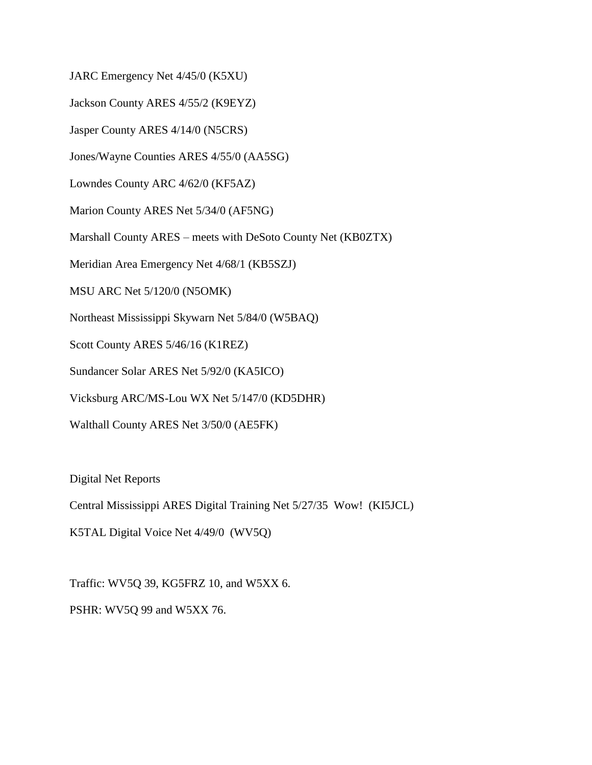JARC Emergency Net 4/45/0 (K5XU)

Jackson County ARES 4/55/2 (K9EYZ)

Jasper County ARES 4/14/0 (N5CRS)

Jones/Wayne Counties ARES 4/55/0 (AA5SG)

Lowndes County ARC 4/62/0 (KF5AZ)

Marion County ARES Net 5/34/0 (AF5NG)

Marshall County ARES – meets with DeSoto County Net (KB0ZTX)

Meridian Area Emergency Net 4/68/1 (KB5SZJ)

MSU ARC Net 5/120/0 (N5OMK)

Northeast Mississippi Skywarn Net 5/84/0 (W5BAQ)

Scott County ARES 5/46/16 (K1REZ)

Sundancer Solar ARES Net 5/92/0 (KA5ICO)

Vicksburg ARC/MS-Lou WX Net 5/147/0 (KD5DHR)

Walthall County ARES Net 3/50/0 (AE5FK)

Digital Net Reports

Central Mississippi ARES Digital Training Net 5/27/35 Wow! (KI5JCL)

K5TAL Digital Voice Net 4/49/0 (WV5Q)

Traffic: WV5Q 39, KG5FRZ 10, and W5XX 6.

PSHR: WV5Q 99 and W5XX 76.